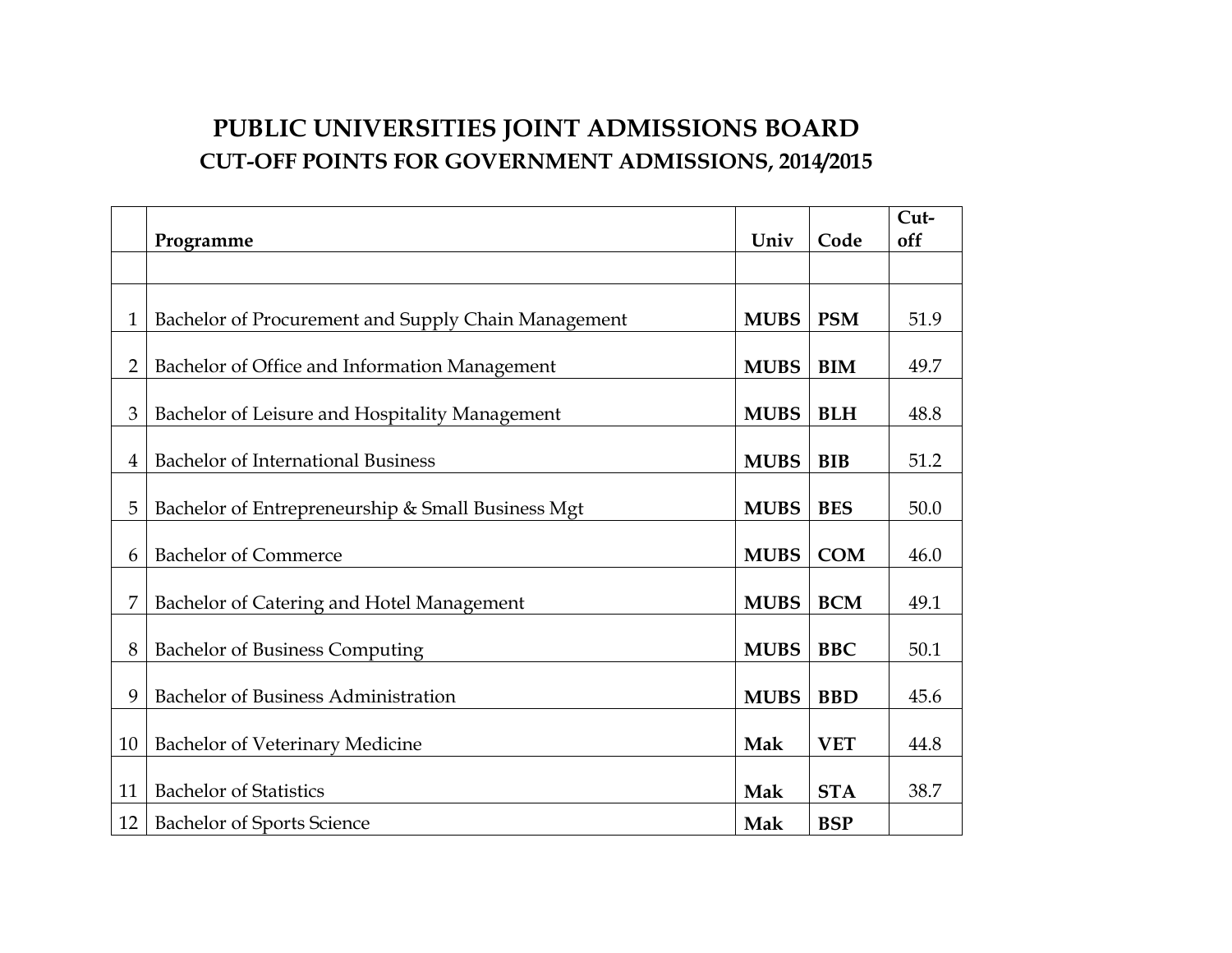# PUBLIC UNIVERSITIES JOINT ADMISSIONS BOARD

## CUT-OFF POINTS FOR GOVERNMENT ADMISSIONS, 2014/2015

| | Programme | Univ | Code | Cut-off |
|---|---|---|---|---|
| | | | | |
| 1 | Bachelor of Procurement and Supply Chain Management | **MUBS** | **PSM** | 51.9 |
| 2 | Bachelor of Office and Information Management | **MUBS** | **BIM** | 49.7 |
| 3 | Bachelor of Leisure and Hospitality Management | **MUBS** | **BLH** | 48.8 |
| 4 | Bachelor of International Business | **MUBS** | **BIB** | 51.2 |
| 5 | Bachelor of Entrepreneurship & Small Business Mgt | **MUBS** | **BES** | 50.0 |
| 6 | Bachelor of Commerce | **MUBS** | **COM** | 46.0 |
| 7 | Bachelor of Catering and Hotel Management | **MUBS** | **BCM** | 49.1 |
| 8 | Bachelor of Business Computing | **MUBS** | **BBC** | 50.1 |
| 9 | Bachelor of Business Administration | **MUBS** | **BBD** | 45.6 |
| 10 | Bachelor of Veterinary Medicine | **Mak** | **VET** | 44.8 |
| 11 | Bachelor of Statistics | **Mak** | **STA** | 38.7 |
| 12 | Bachelor of Sports Science | **Mak** | **BSP** | |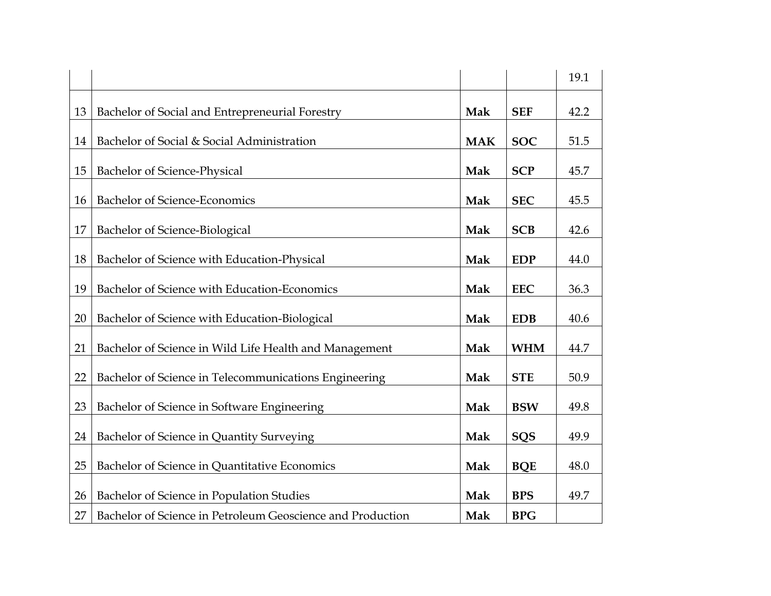| | | | | |
|---|---|---|---|---|
| | | | | 19.1 |
| 13 | Bachelor of Social and Entrepreneurial Forestry | **Mak** | **SEF** | 42.2 |
| 14 | Bachelor of Social & Social Administration | **MAK** | **SOC** | 51.5 |
| 15 | Bachelor of Science-Physical | **Mak** | **SCP** | 45.7 |
| 16 | Bachelor of Science-Economics | **Mak** | **SEC** | 45.5 |
| 17 | Bachelor of Science-Biological | **Mak** | **SCB** | 42.6 |
| 18 | Bachelor of Science with Education-Physical | **Mak** | **EDP** | 44.0 |
| 19 | Bachelor of Science with Education-Economics | **Mak** | **EEC** | 36.3 |
| 20 | Bachelor of Science with Education-Biological | **Mak** | **EDB** | 40.6 |
| 21 | Bachelor of Science in Wild Life Health and Management | **Mak** | **WHM** | 44.7 |
| 22 | Bachelor of Science in Telecommunications Engineering | **Mak** | **STE** | 50.9 |
| 23 | Bachelor of Science in Software Engineering | **Mak** | **BSW** | 49.8 |
| 24 | Bachelor of Science in Quantity Surveying | **Mak** | **SQS** | 49.9 |
| 25 | Bachelor of Science in Quantitative Economics | **Mak** | **BQE** | 48.0 |
| 26 | Bachelor of Science in Population Studies | **Mak** | **BPS** | 49.7 |
| 27 | Bachelor of Science in Petroleum Geoscience and Production | **Mak** | **BPG** | |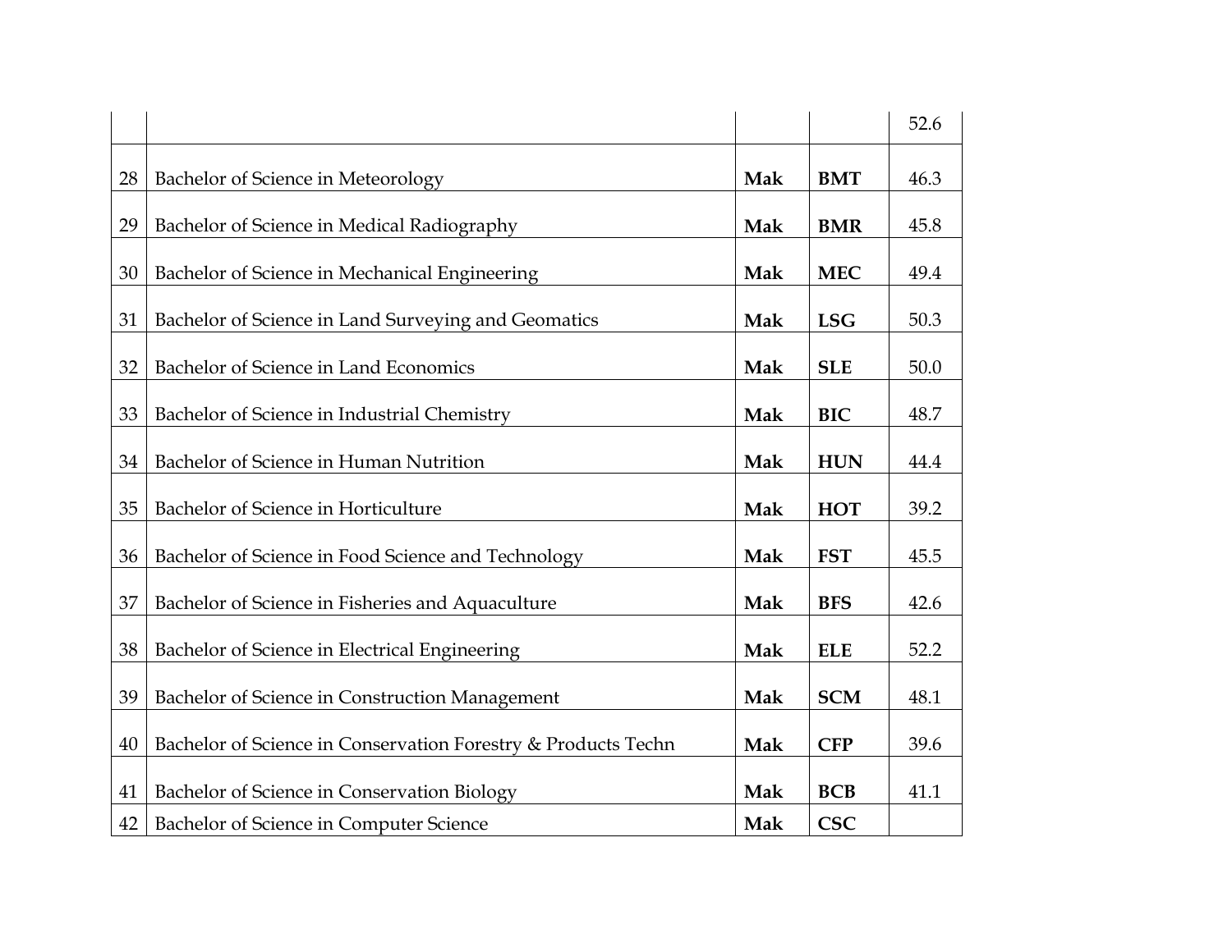| | | | | |
|---|---|---|---|---|
| | | | | 52.6 |
| 28 | Bachelor of Science in Meteorology | **Mak** | **BMT** | 46.3 |
| 29 | Bachelor of Science in Medical Radiography | **Mak** | **BMR** | 45.8 |
| 30 | Bachelor of Science in Mechanical Engineering | **Mak** | **MEC** | 49.4 |
| 31 | Bachelor of Science in Land Surveying and Geomatics | **Mak** | **LSG** | 50.3 |
| 32 | Bachelor of Science in Land Economics | **Mak** | **SLE** | 50.0 |
| 33 | Bachelor of Science in Industrial Chemistry | **Mak** | **BIC** | 48.7 |
| 34 | Bachelor of Science in Human Nutrition | **Mak** | **HUN** | 44.4 |
| 35 | Bachelor of Science in Horticulture | **Mak** | **HOT** | 39.2 |
| 36 | Bachelor of Science in Food Science and Technology | **Mak** | **FST** | 45.5 |
| 37 | Bachelor of Science in Fisheries and Aquaculture | **Mak** | **BFS** | 42.6 |
| 38 | Bachelor of Science in Electrical Engineering | **Mak** | **ELE** | 52.2 |
| 39 | Bachelor of Science in Construction Management | **Mak** | **SCM** | 48.1 |
| 40 | Bachelor of Science in Conservation Forestry & Products Techn | **Mak** | **CFP** | 39.6 |
| 41 | Bachelor of Science in Conservation Biology | **Mak** | **BCB** | 41.1 |
| 42 | Bachelor of Science in Computer Science | **Mak** | **CSC** | |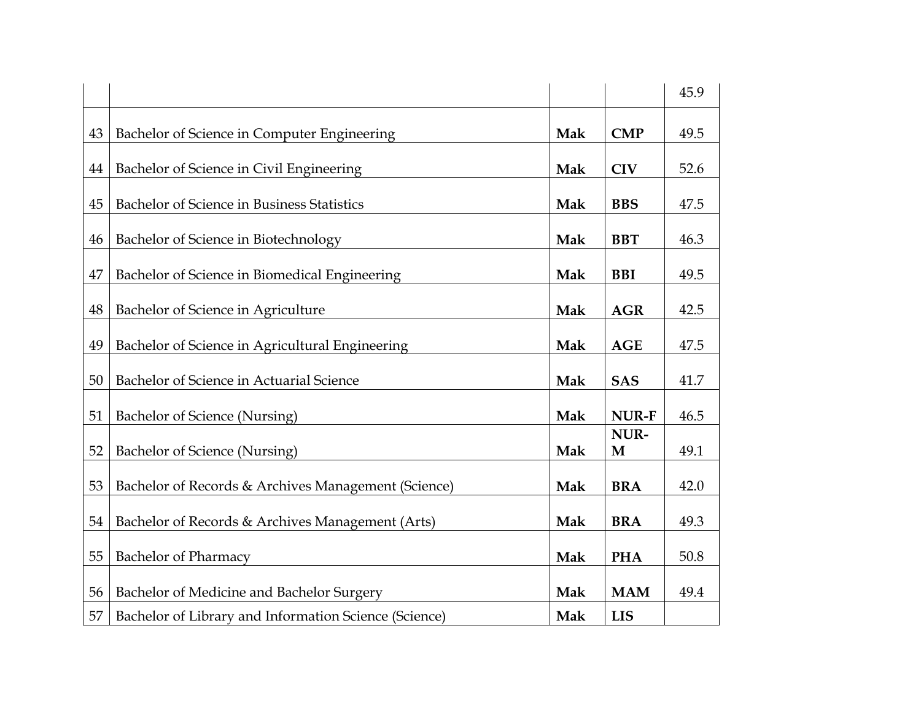| | | | | |
|---|---|---|---|---|
| | | | | 45.9 |
| 43 | Bachelor of Science in Computer Engineering | **Mak** | **CMP** | 49.5 |
| 44 | Bachelor of Science in Civil Engineering | **Mak** | **CIV** | 52.6 |
| 45 | Bachelor of Science in Business Statistics | **Mak** | **BBS** | 47.5 |
| 46 | Bachelor of Science in Biotechnology | **Mak** | **BBT** | 46.3 |
| 47 | Bachelor of Science in Biomedical Engineering | **Mak** | **BBI** | 49.5 |
| 48 | Bachelor of Science in Agriculture | **Mak** | **AGR** | 42.5 |
| 49 | Bachelor of Science in Agricultural Engineering | **Mak** | **AGE** | 47.5 |
| 50 | Bachelor of Science in Actuarial Science | **Mak** | **SAS** | 41.7 |
| 51 | Bachelor of Science (Nursing) | **Mak** | **NUR-F** | 46.5 |
| 52 | Bachelor of Science (Nursing) | **Mak** | **NUR-M** | 49.1 |
| 53 | Bachelor of Records & Archives Management (Science) | **Mak** | **BRA** | 42.0 |
| 54 | Bachelor of Records & Archives Management (Arts) | **Mak** | **BRA** | 49.3 |
| 55 | Bachelor of Pharmacy | **Mak** | **PHA** | 50.8 |
| 56 | Bachelor of Medicine and Bachelor Surgery | **Mak** | **MAM** | 49.4 |
| 57 | Bachelor of Library and Information Science (Science) | **Mak** | **LIS** | |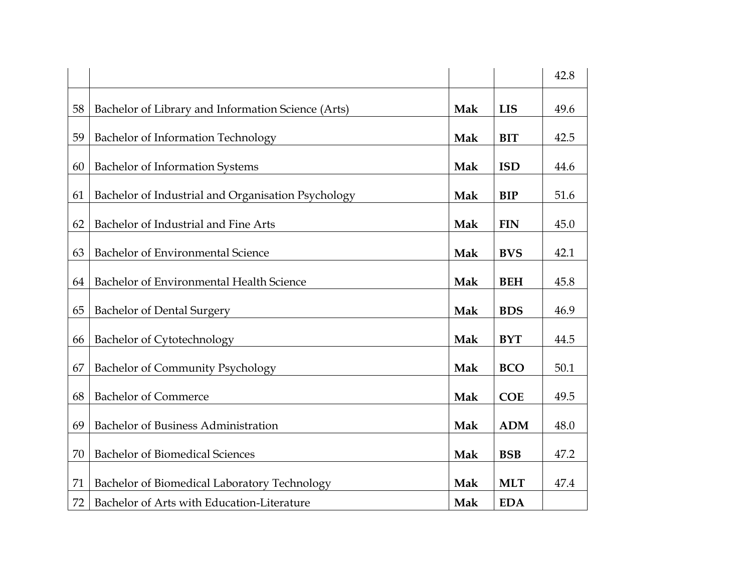| | | | | |
|---|---|---|---|---|
| | | | | 42.8 |
| 58 | Bachelor of Library and Information Science (Arts) | **Mak** | **LIS** | 49.6 |
| 59 | Bachelor of Information Technology | **Mak** | **BIT** | 42.5 |
| 60 | Bachelor of Information Systems | **Mak** | **ISD** | 44.6 |
| 61 | Bachelor of Industrial and Organisation Psychology | **Mak** | **BIP** | 51.6 |
| 62 | Bachelor of Industrial and Fine Arts | **Mak** | **FIN** | 45.0 |
| 63 | Bachelor of Environmental Science | **Mak** | **BVS** | 42.1 |
| 64 | Bachelor of Environmental Health Science | **Mak** | **BEH** | 45.8 |
| 65 | Bachelor of Dental Surgery | **Mak** | **BDS** | 46.9 |
| 66 | Bachelor of Cytotechnology | **Mak** | **BYT** | 44.5 |
| 67 | Bachelor of Community Psychology | **Mak** | **BCO** | 50.1 |
| 68 | Bachelor of Commerce | **Mak** | **COE** | 49.5 |
| 69 | Bachelor of Business Administration | **Mak** | **ADM** | 48.0 |
| 70 | Bachelor of Biomedical Sciences | **Mak** | **BSB** | 47.2 |
| 71 | Bachelor of Biomedical Laboratory Technology | **Mak** | **MLT** | 47.4 |
| 72 | Bachelor of Arts with Education-Literature | **Mak** | **EDA** | |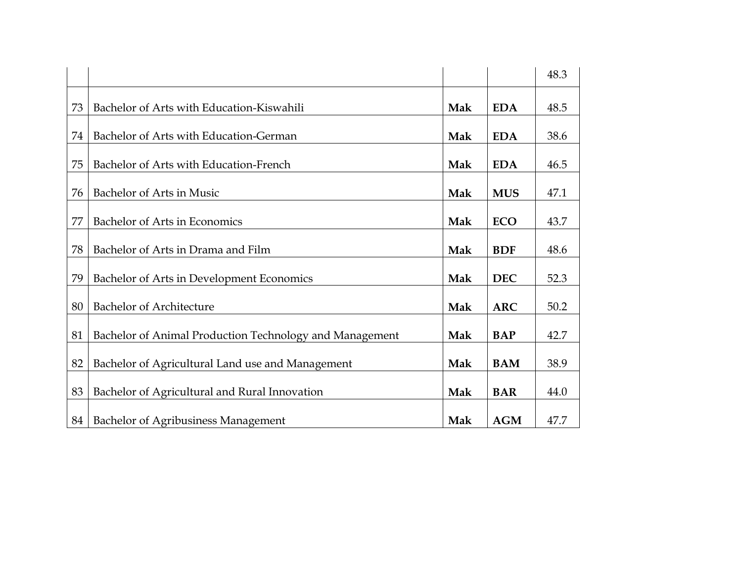| | | | | |
|---|---|---|---|---|
| | | | | 48.3 |
| 73 | Bachelor of Arts with Education-Kiswahili | **Mak** | **EDA** | 48.5 |
| 74 | Bachelor of Arts with Education-German | **Mak** | **EDA** | 38.6 |
| 75 | Bachelor of Arts with Education-French | **Mak** | **EDA** | 46.5 |
| 76 | Bachelor of Arts in Music | **Mak** | **MUS** | 47.1 |
| 77 | Bachelor of Arts in Economics | **Mak** | **ECO** | 43.7 |
| 78 | Bachelor of Arts in Drama and Film | **Mak** | **BDF** | 48.6 |
| 79 | Bachelor of Arts in Development Economics | **Mak** | **DEC** | 52.3 |
| 80 | Bachelor of Architecture | **Mak** | **ARC** | 50.2 |
| 81 | Bachelor of Animal Production Technology and Management | **Mak** | **BAP** | 42.7 |
| 82 | Bachelor of Agricultural Land use and Management | **Mak** | **BAM** | 38.9 |
| 83 | Bachelor of Agricultural and Rural Innovation | **Mak** | **BAR** | 44.0 |
| 84 | Bachelor of Agribusiness Management | **Mak** | **AGM** | 47.7 |